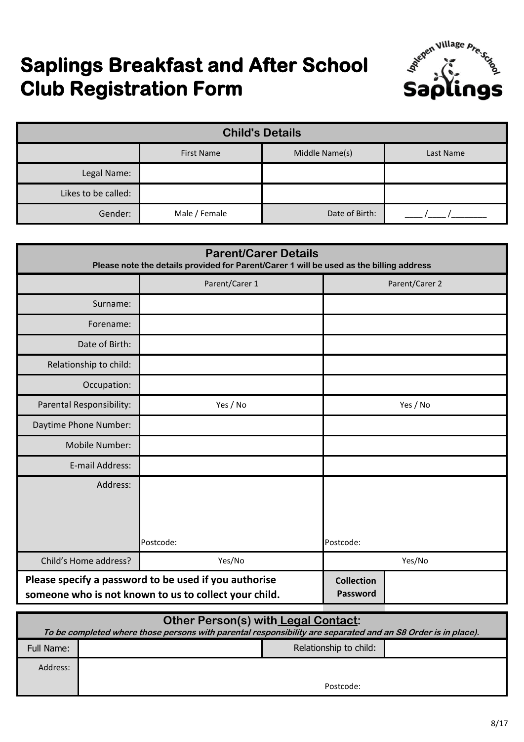# Saplings Breakfast and After School Club Registration Form

Ipplepen Village Pre-School Saplings

| Child's Details | | | |
|---|---|---|---|
| | First Name | Middle Name(s) | Last Name |
| Legal Name: | | | |
| Likes to be called: | | | |
| Gender: | Male / Female | Date of Birth: | ____ /____ /________ |

| Parent/Carer Details<br>**Please note the details provided for Parent/Carer 1 will be used as the billing address** | | |
|---|---|---|
| | Parent/Carer 1 | Parent/Carer 2 |
| Surname: | | |
| Forename: | | |
| Date of Birth: | | |
| Relationship to child: | | |
| Occupation: | | |
| Parental Responsibility: | Yes / No | Yes / No |
| Daytime Phone Number: | | |
| Mobile Number: | | |
| E-mail Address: | | |
| Address: | Postcode: | Postcode: |
| Child's Home address? | Yes/No | Yes/No |

| **Please specify a password to be used if you authorise someone who is not known to us to collect your child.** | **Collection Password** | |
|---|---|---|

| Other Person(s) with Legal Contact:<br>***To be completed where those persons with parental responsibility are separated and an S8 Order is in place).*** | | | |
|---|---|---|---|
| Full Name: | | Relationship to child: | |
| Address: | Postcode: | | |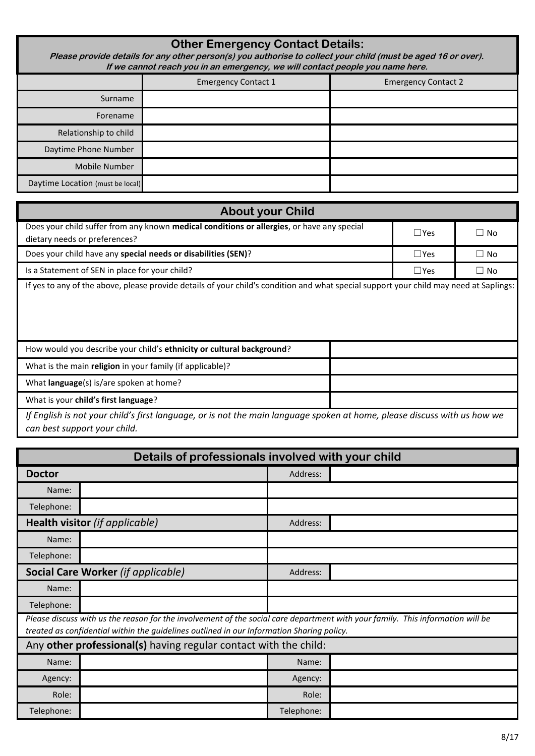## Other Emergency Contact Details:

***Please provide details for any other person(s) you authorise to collect your child (must be aged 16 or over). If we cannot reach you in an emergency, we will contact people you name here.***

| | Emergency Contact 1 | Emergency Contact 2 |
|---|---|---|
| Surname | | |
| Forename | | |
| Relationship to child | | |
| Daytime Phone Number | | |
| Mobile Number | | |
| Daytime Location (must be local) | | |

## About your Child

| | | |
|---|---|---|
| Does your child suffer from any known **medical conditions or allergies**, or have any special dietary needs or preferences? | ☐Yes | ☐ No |
| Does your child have any **special needs or disabilities (SEN)**? | ☐Yes | ☐ No |
| Is a Statement of SEN in place for your child? | ☐Yes | ☐ No |

If yes to any of the above, please provide details of your child's condition and what special support your child may need at Saplings:

| | |
|---|---|
| How would you describe your child's **ethnicity or cultural background**? | |
| What is the main **religion** in your family (if applicable)? | |
| What **language**(s) is/are spoken at home? | |
| What is your **child's first language**? | |

*If English is not your child's first language, or is not the main language spoken at home, please discuss with us how we can best support your child.*

## Details of professionals involved with your child

| | | | |
|---|---|---|---|
| **Doctor** | | Address: | |
| Name: | | | |
| Telephone: | | | |
| **Health visitor** *(if applicable)* | | Address: | |
| Name: | | | |
| Telephone: | | | |
| **Social Care Worker** *(if applicable)* | | Address: | |
| Name: | | | |
| Telephone: | | | |

*Please discuss with us the reason for the involvement of the social care department with your family. This information will be treated as confidential within the guidelines outlined in our Information Sharing policy.*

Any **other professional(s)** having regular contact with the child:

| | | | |
|---|---|---|---|
| Name: | | Name: | |
| Agency: | | Agency: | |
| Role: | | Role: | |
| Telephone: | | Telephone: | |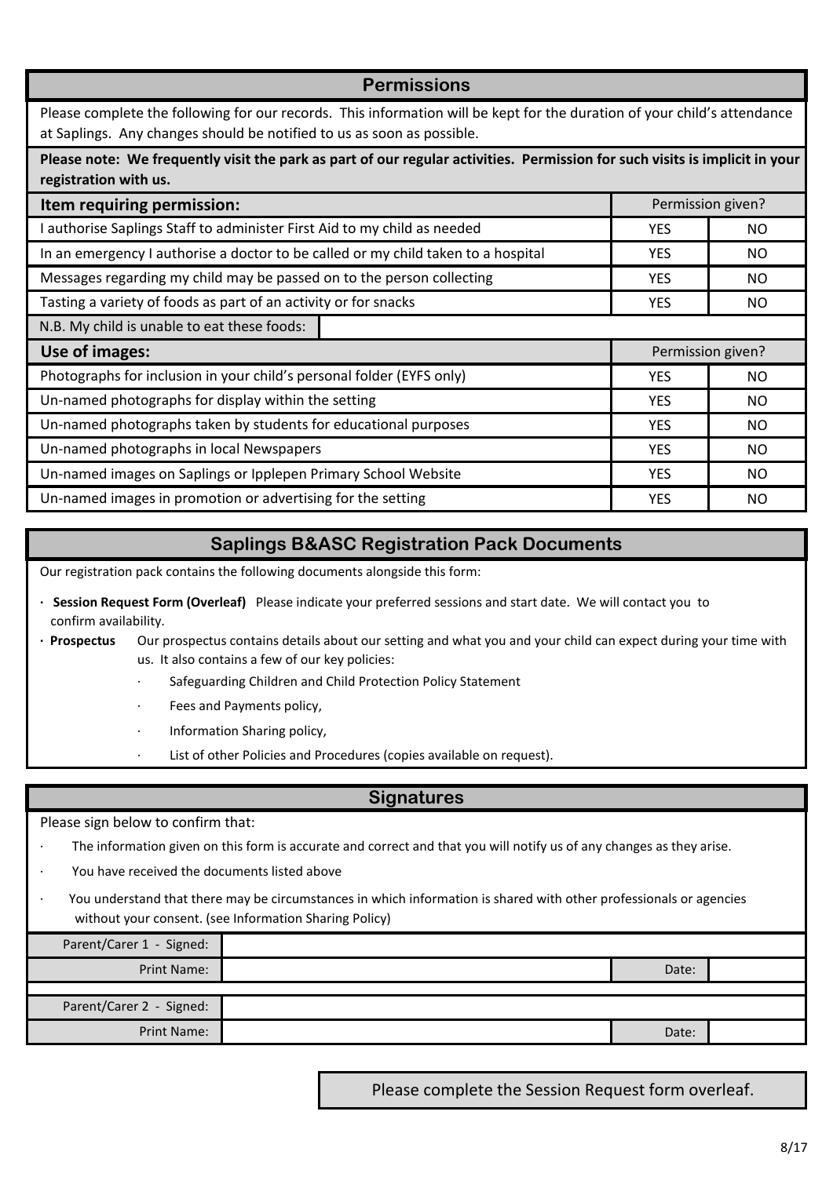## Permissions

Please complete the following for our records. This information will be kept for the duration of your child's attendance at Saplings. Any changes should be notified to us as soon as possible.

**Please note: We frequently visit the park as part of our regular activities. Permission for such visits is implicit in your registration with us.**

| **Item requiring permission:** | Permission given? | |
|---|---|---|
| I authorise Saplings Staff to administer First Aid to my child as needed | YES | NO |
| In an emergency I authorise a doctor to be called or my child taken to a hospital | YES | NO |
| Messages regarding my child may be passed on to the person collecting | YES | NO |
| Tasting a variety of foods as part of an activity or for snacks | YES | NO |
| N.B. My child is unable to eat these foods: | | |
| **Use of images:** | Permission given? | |
| Photographs for inclusion in your child's personal folder (EYFS only) | YES | NO |
| Un-named photographs for display within the setting | YES | NO |
| Un-named photographs taken by students for educational purposes | YES | NO |
| Un-named photographs in local Newspapers | YES | NO |
| Un-named images on Saplings or Ipplepen Primary School Website | YES | NO |
| Un-named images in promotion or advertising for the setting | YES | NO |

## Saplings B&ASC Registration Pack Documents

Our registration pack contains the following documents alongside this form:

- **Session Request Form (Overleaf)** Please indicate your preferred sessions and start date. We will contact you to confirm availability.
- **Prospectus** Our prospectus contains details about our setting and what you and your child can expect during your time with us. It also contains a few of our key policies:
  - Safeguarding Children and Child Protection Policy Statement
  - Fees and Payments policy,
  - Information Sharing policy,
  - List of other Policies and Procedures (copies available on request).

## Signatures

Please sign below to confirm that:

- The information given on this form is accurate and correct and that you will notify us of any changes as they arise.
- You have received the documents listed above
- You understand that there may be circumstances in which information is shared with other professionals or agencies without your consent. (see Information Sharing Policy)

| | | | |
|---|---|---|---|
| Parent/Carer 1 - Signed: | | | |
| Print Name: | | Date: | |
| | | | |
| Parent/Carer 2 - Signed: | | | |
| Print Name: | | Date: | |

Please complete the Session Request form overleaf.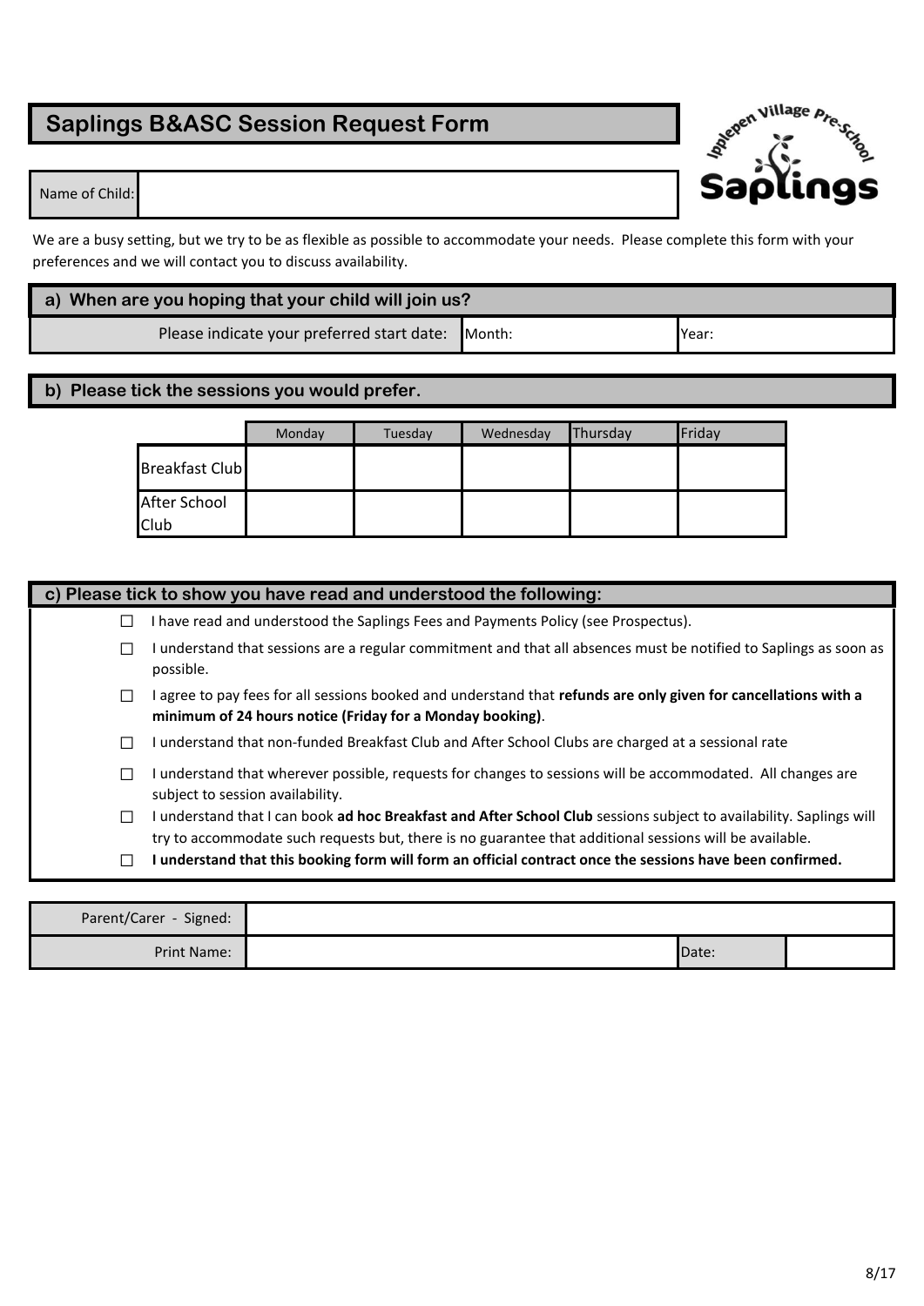# Saplings B&ASC Session Request Form

Ipplepen Village Pre-School Saplings

| | |
|---|---|
| Name of Child: | |

We are a busy setting, but we try to be as flexible as possible to accommodate your needs. Please complete this form with your preferences and we will contact you to discuss availability.

## a) When are you hoping that your child will join us?

| | | |
|---|---|---|
| Please indicate your preferred start date: | Month: | Year: |

## b) Please tick the sessions you would prefer.

| | Monday | Tuesday | Wednesday | Thursday | Friday |
|---|---|---|---|---|---|
| Breakfast Club | | | | | |
| After School Club | | | | | |

## c) Please tick to show you have read and understood the following:

- ☐ I have read and understood the Saplings Fees and Payments Policy (see Prospectus).
- ☐ I understand that sessions are a regular commitment and that all absences must be notified to Saplings as soon as possible.
- ☐ I agree to pay fees for all sessions booked and understand that **refunds are only given for cancellations with a minimum of 24 hours notice (Friday for a Monday booking)**.
- ☐ I understand that non-funded Breakfast Club and After School Clubs are charged at a sessional rate
- ☐ I understand that wherever possible, requests for changes to sessions will be accommodated. All changes are subject to session availability.
- ☐ I understand that I can book **ad hoc Breakfast and After School Club** sessions subject to availability. Saplings will try to accommodate such requests but, there is no guarantee that additional sessions will be available.
- ☐ **I understand that this booking form will form an official contract once the sessions have been confirmed.**

| | | | |
|---|---|---|---|
| Parent/Carer - Signed: | | | |
| Print Name: | | Date: | |